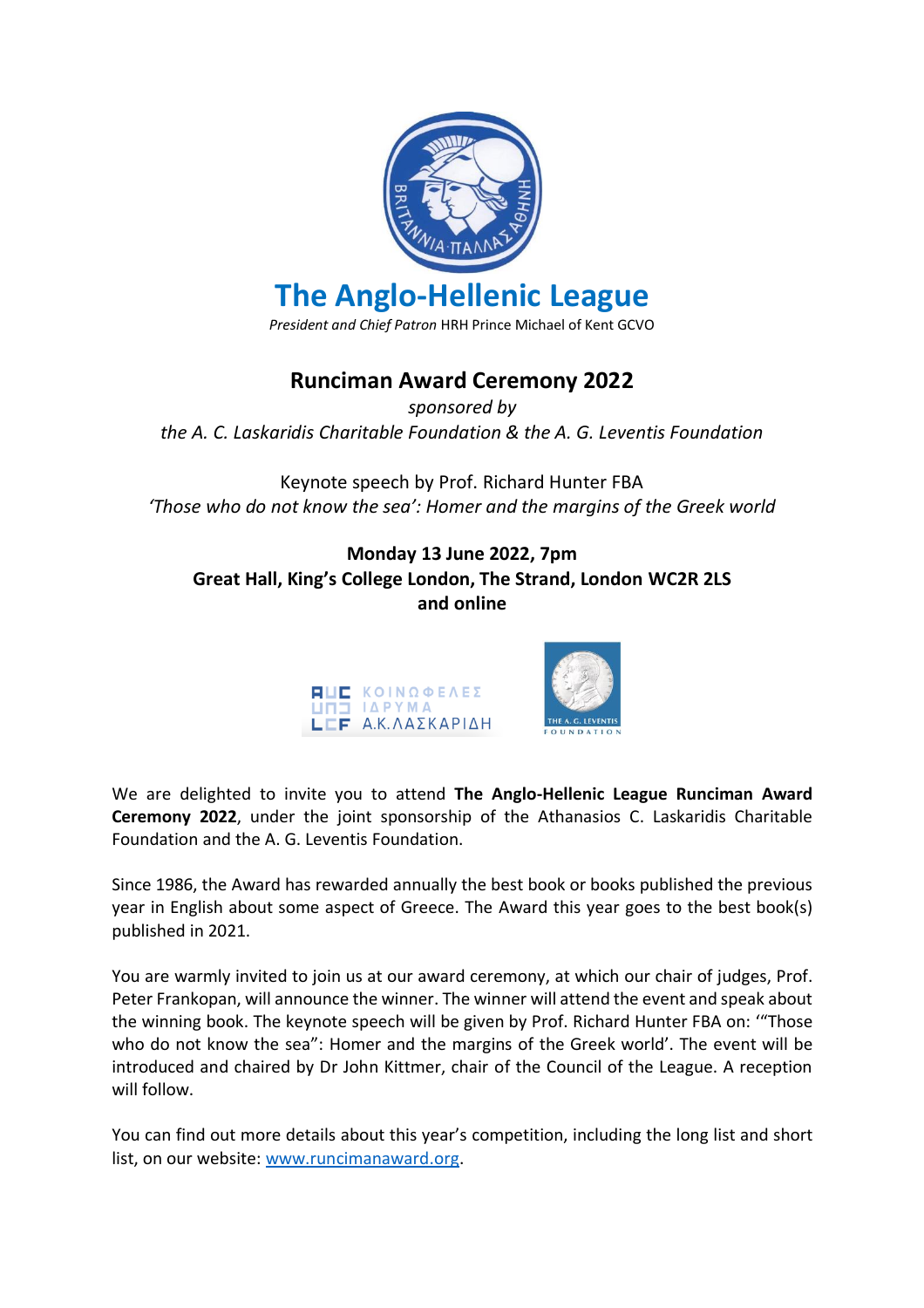# The Anglo-Hellenic League

*President and Chief Patron* HRH Prince Michael of Kent GCVO

## Runciman Award Ceremony 2022

*sponsored by*

*the A. C. Laskaridis Charitable Foundation & the A. G. Leventis Foundation*

Keynote speech by Prof. Richard Hunter FBA

*'Those who do not know the sea': Homer and the margins of the Greek world*

**Monday 13 June 2022, 7pm**
**Great Hall, King's College London, The Strand, London WC2R 2LS**
**and online**

We are delighted to invite you to attend **The Anglo-Hellenic League Runciman Award Ceremony 2022**, under the joint sponsorship of the Athanasios C. Laskaridis Charitable Foundation and the A. G. Leventis Foundation.

Since 1986, the Award has rewarded annually the best book or books published the previous year in English about some aspect of Greece. The Award this year goes to the best book(s) published in 2021.

You are warmly invited to join us at our award ceremony, at which our chair of judges, Prof. Peter Frankopan, will announce the winner. The winner will attend the event and speak about the winning book. The keynote speech will be given by Prof. Richard Hunter FBA on: '"Those who do not know the sea": Homer and the margins of the Greek world'. The event will be introduced and chaired by Dr John Kittmer, chair of the Council of the League. A reception will follow.

You can find out more details about this year's competition, including the long list and short list, on our website: [www.runcimanaward.org](http://www.runcimanaward.org).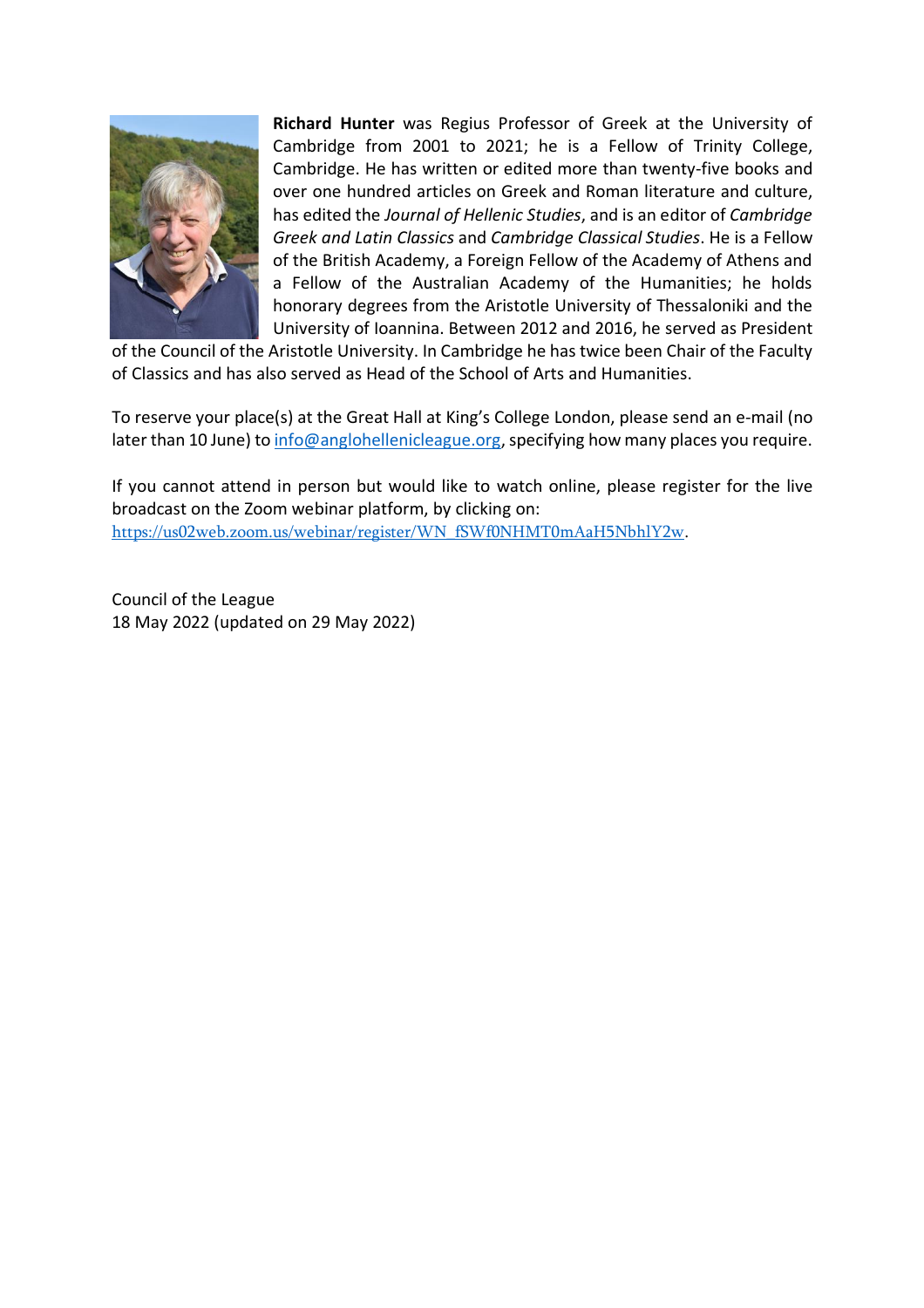**Richard Hunter** was Regius Professor of Greek at the University of Cambridge from 2001 to 2021; he is a Fellow of Trinity College, Cambridge. He has written or edited more than twenty-five books and over one hundred articles on Greek and Roman literature and culture, has edited the *Journal of Hellenic Studies*, and is an editor of *Cambridge Greek and Latin Classics* and *Cambridge Classical Studies*. He is a Fellow of the British Academy, a Foreign Fellow of the Academy of Athens and a Fellow of the Australian Academy of the Humanities; he holds honorary degrees from the Aristotle University of Thessaloniki and the University of Ioannina. Between 2012 and 2016, he served as President of the Council of the Aristotle University. In Cambridge he has twice been Chair of the Faculty of Classics and has also served as Head of the School of Arts and Humanities.

To reserve your place(s) at the Great Hall at King's College London, please send an e-mail (no later than 10 June) to [info@anglohellenicleague.org](mailto:info@anglohellenicleague.org), specifying how many places you require.

If you cannot attend in person but would like to watch online, please register for the live broadcast on the Zoom webinar platform, by clicking on: [https://us02web.zoom.us/webinar/register/WN_fSWf0NHMT0mAaH5NbhlY2w](https://us02web.zoom.us/webinar/register/WN_fSWf0NHMT0mAaH5NbhlY2w).

Council of the League
18 May 2022 (updated on 29 May 2022)